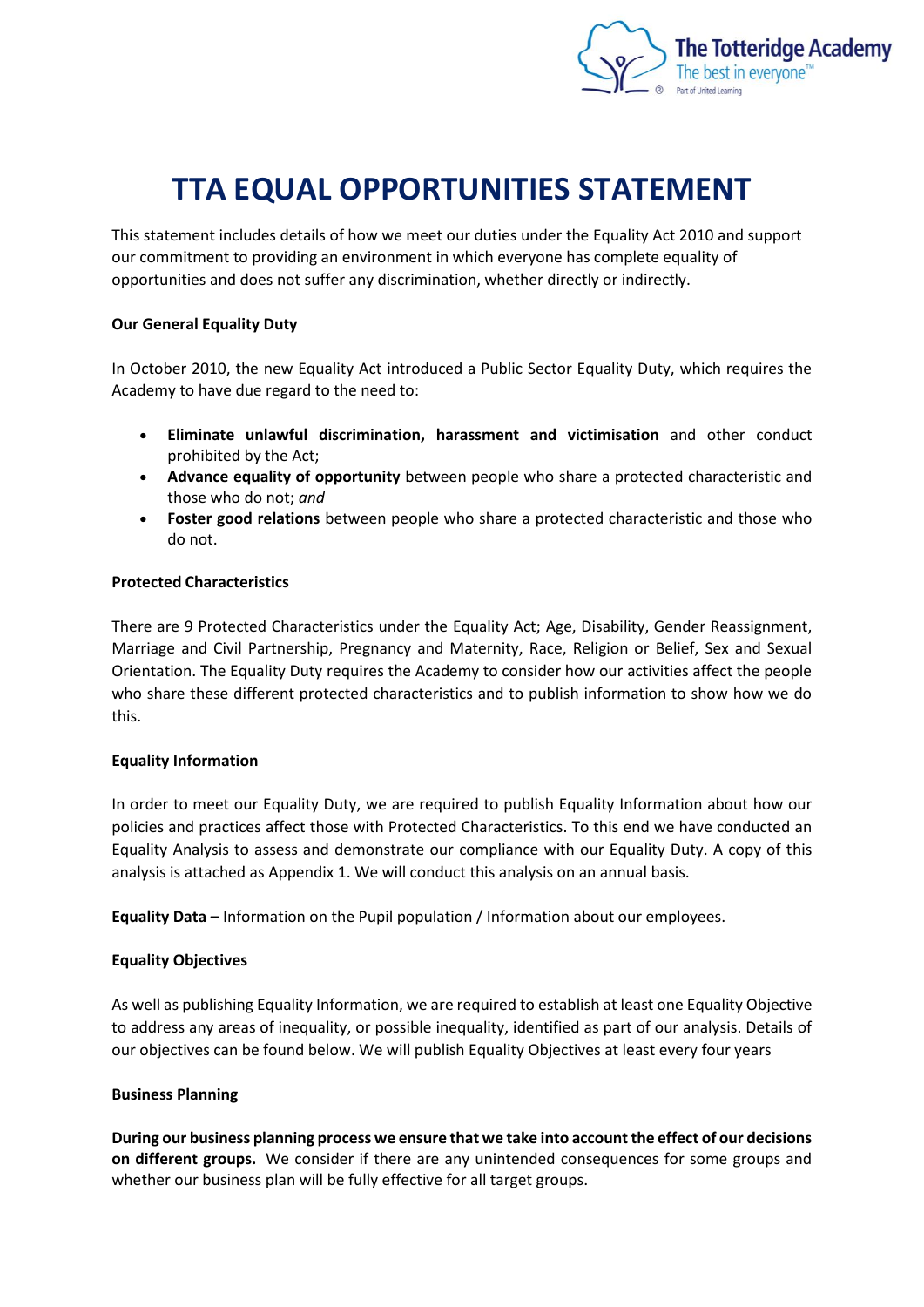# TTA EQUAL OPPORTUNITIES STATEMENT

This statement includes details of how we meet our duties under the Equality Act 2010 and support our commitment to providing an environment in which everyone has complete equality of opportunities and does not suffer any discrimination, whether directly or indirectly.

**Our General Equality Duty**

In October 2010, the new Equality Act introduced a Public Sector Equality Duty, which requires the Academy to have due regard to the need to:

- **Eliminate unlawful discrimination, harassment and victimisation** and other conduct prohibited by the Act;
- **Advance equality of opportunity** between people who share a protected characteristic and those who do not; *and*
- **Foster good relations** between people who share a protected characteristic and those who do not.

**Protected Characteristics**

There are 9 Protected Characteristics under the Equality Act; Age, Disability, Gender Reassignment, Marriage and Civil Partnership, Pregnancy and Maternity, Race, Religion or Belief, Sex and Sexual Orientation. The Equality Duty requires the Academy to consider how our activities affect the people who share these different protected characteristics and to publish information to show how we do this.

**Equality Information**

In order to meet our Equality Duty, we are required to publish Equality Information about how our policies and practices affect those with Protected Characteristics. To this end we have conducted an Equality Analysis to assess and demonstrate our compliance with our Equality Duty. A copy of this analysis is attached as Appendix 1. We will conduct this analysis on an annual basis.

**Equality Data –** Information on the Pupil population / Information about our employees.

**Equality Objectives**

As well as publishing Equality Information, we are required to establish at least one Equality Objective to address any areas of inequality, or possible inequality, identified as part of our analysis. Details of our objectives can be found below. We will publish Equality Objectives at least every four years

**Business Planning**

**During our business planning process we ensure that we take into account the effect of our decisions on different groups.** We consider if there are any unintended consequences for some groups and whether our business plan will be fully effective for all target groups.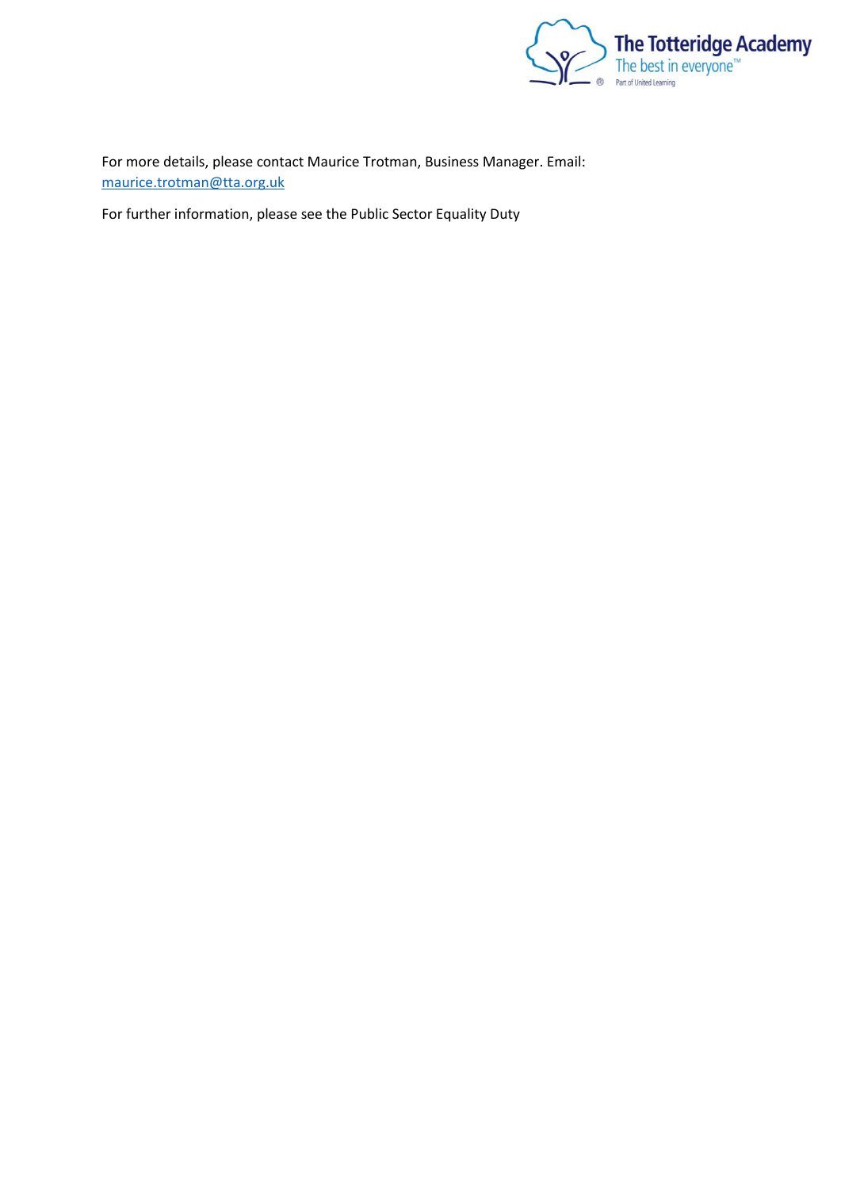For more details, please contact Maurice Trotman, Business Manager. Email: maurice.trotman@tta.org.uk

For further information, please see the Public Sector Equality Duty